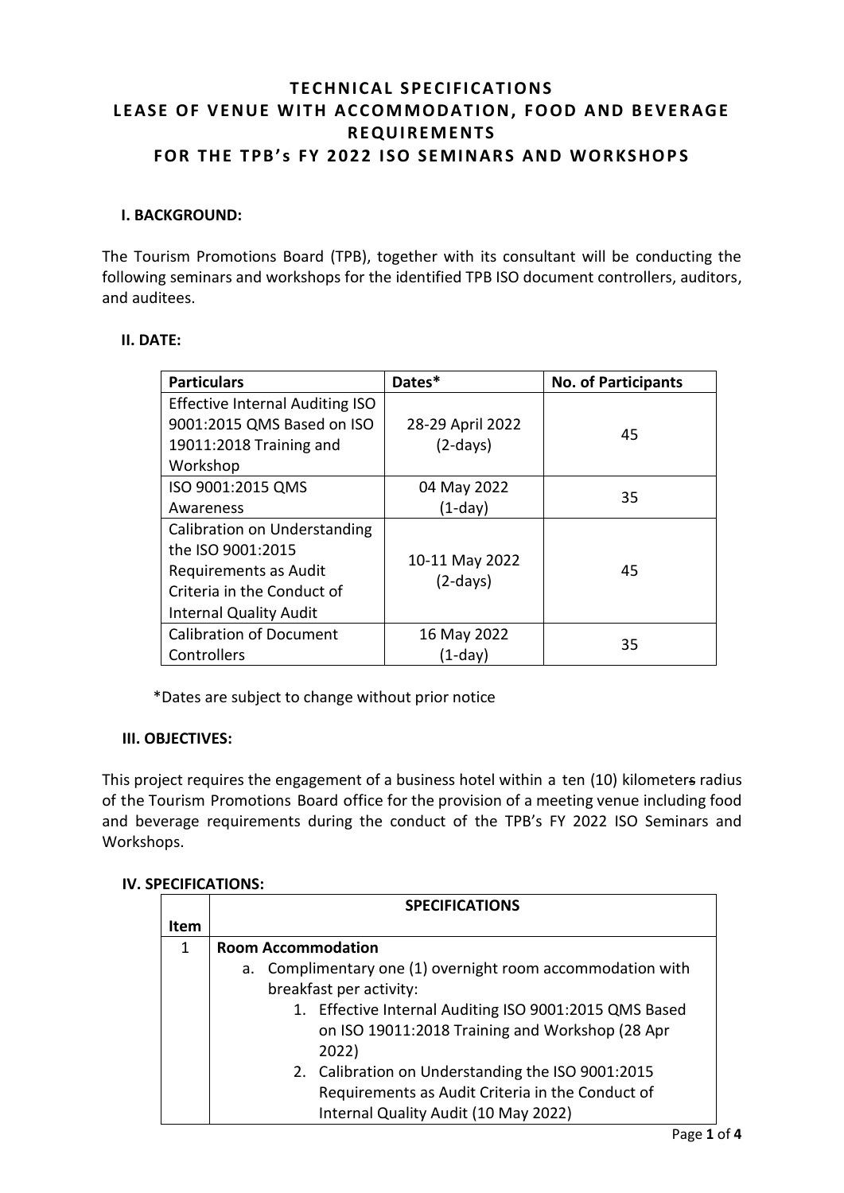# TECHNICAL SPECIFICATIONS
# LEASE OF VENUE WITH ACCOMMODATION, FOOD AND BEVERAGE REQUIREMENTS
# FOR THE TPB's FY 2022 ISO SEMINARS AND WORKSHOPS

## I. BACKGROUND:

The Tourism Promotions Board (TPB), together with its consultant will be conducting the following seminars and workshops for the identified TPB ISO document controllers, auditors, and auditees.

## II. DATE:

| Particulars | Dates* | No. of Participants |
|---|---|---|
| Effective Internal Auditing ISO 9001:2015 QMS Based on ISO 19011:2018 Training and Workshop | 28-29 April 2022 (2-days) | 45 |
| ISO 9001:2015 QMS Awareness | 04 May 2022 (1-day) | 35 |
| Calibration on Understanding the ISO 9001:2015 Requirements as Audit Criteria in the Conduct of Internal Quality Audit | 10-11 May 2022 (2-days) | 45 |
| Calibration of Document Controllers | 16 May 2022 (1-day) | 35 |

*Dates are subject to change without prior notice

## III. OBJECTIVES:

This project requires the engagement of a business hotel within a ten (10) kilometers radius of the Tourism Promotions Board office for the provision of a meeting venue including food and beverage requirements during the conduct of the TPB's FY 2022 ISO Seminars and Workshops.

## IV. SPECIFICATIONS:

| Item | SPECIFICATIONS |
|---|---|
| 1 | **Room Accommodation**<br>a. Complimentary one (1) overnight room accommodation with breakfast per activity:<br>1. Effective Internal Auditing ISO 9001:2015 QMS Based on ISO 19011:2018 Training and Workshop (28 Apr 2022)<br>2. Calibration on Understanding the ISO 9001:2015 Requirements as Audit Criteria in the Conduct of Internal Quality Audit (10 May 2022) |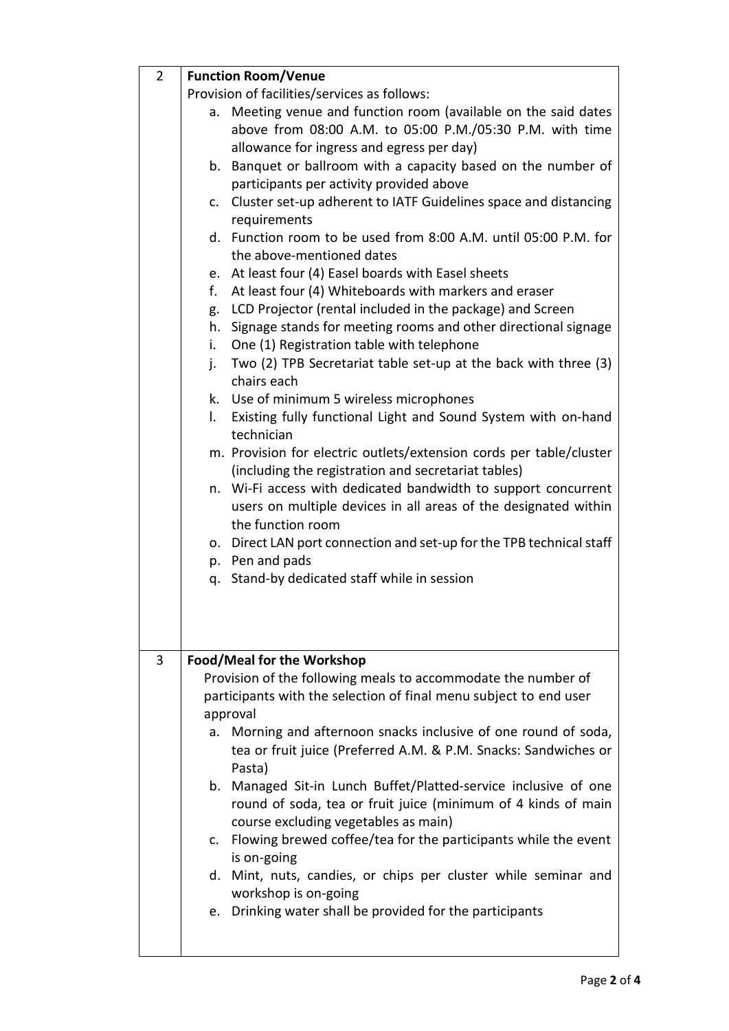| | |
|---|---|
| 2 | **Function Room/Venue**<br>Provision of facilities/services as follows:<br>a. Meeting venue and function room (available on the said dates above from 08:00 A.M. to 05:00 P.M./05:30 P.M. with time allowance for ingress and egress per day)<br>b. Banquet or ballroom with a capacity based on the number of participants per activity provided above<br>c. Cluster set-up adherent to IATF Guidelines space and distancing requirements<br>d. Function room to be used from 8:00 A.M. until 05:00 P.M. for the above-mentioned dates<br>e. At least four (4) Easel boards with Easel sheets<br>f. At least four (4) Whiteboards with markers and eraser<br>g. LCD Projector (rental included in the package) and Screen<br>h. Signage stands for meeting rooms and other directional signage<br>i. One (1) Registration table with telephone<br>j. Two (2) TPB Secretariat table set-up at the back with three (3) chairs each<br>k. Use of minimum 5 wireless microphones<br>l. Existing fully functional Light and Sound System with on-hand technician<br>m. Provision for electric outlets/extension cords per table/cluster (including the registration and secretariat tables)<br>n. Wi-Fi access with dedicated bandwidth to support concurrent users on multiple devices in all areas of the designated within the function room<br>o. Direct LAN port connection and set-up for the TPB technical staff<br>p. Pen and pads<br>q. Stand-by dedicated staff while in session |
| 3 | **Food/Meal for the Workshop**<br>Provision of the following meals to accommodate the number of participants with the selection of final menu subject to end user approval<br>a. Morning and afternoon snacks inclusive of one round of soda, tea or fruit juice (Preferred A.M. & P.M. Snacks: Sandwiches or Pasta)<br>b. Managed Sit-in Lunch Buffet/Platted-service inclusive of one round of soda, tea or fruit juice (minimum of 4 kinds of main course excluding vegetables as main)<br>c. Flowing brewed coffee/tea for the participants while the event is on-going<br>d. Mint, nuts, candies, or chips per cluster while seminar and workshop is on-going<br>e. Drinking water shall be provided for the participants |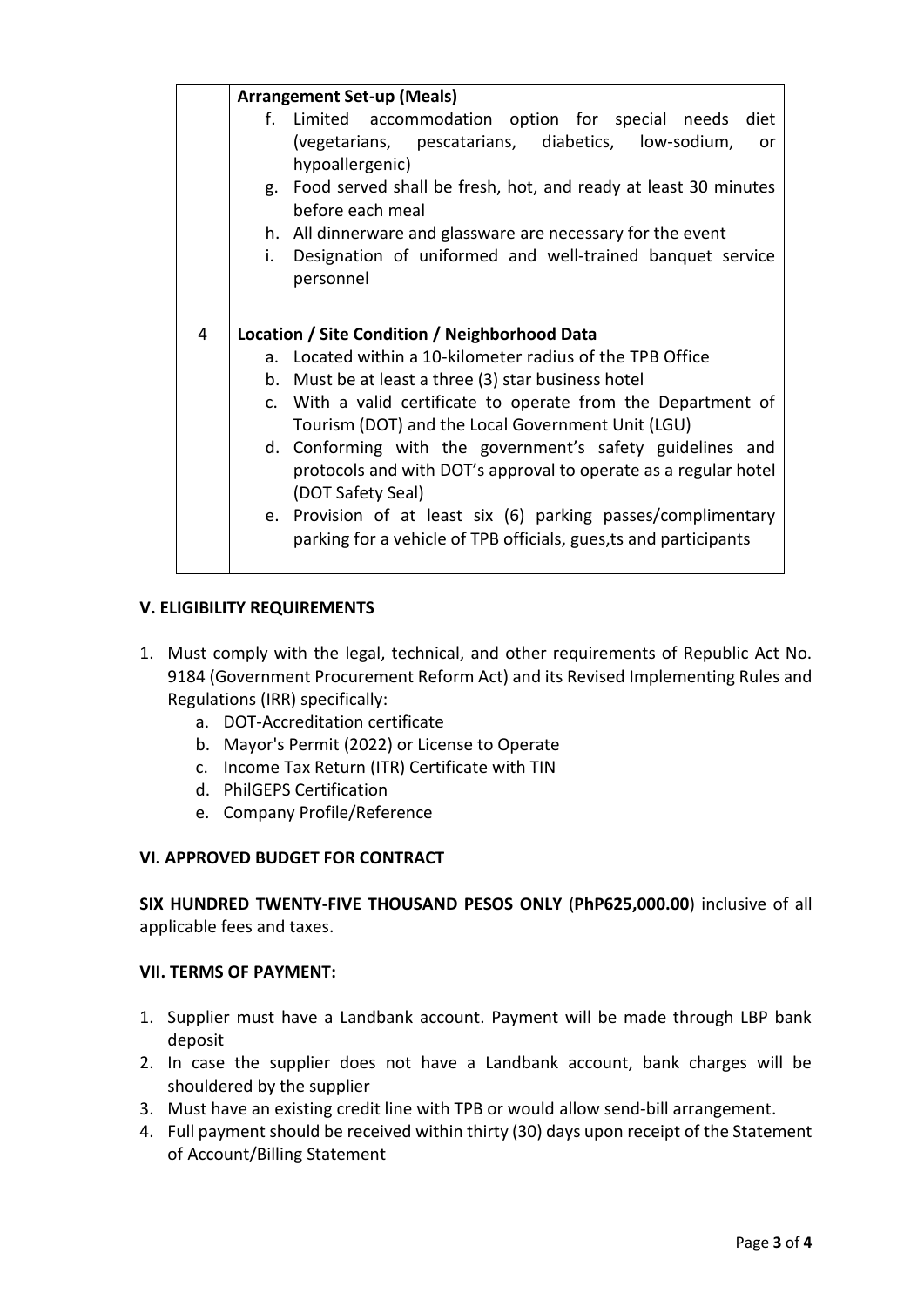|   | **Arrangement Set-up (Meals)**<br>f. Limited accommodation option for special needs diet (vegetarians, pescatarians, diabetics, low-sodium, or hypoallergenic)<br>g. Food served shall be fresh, hot, and ready at least 30 minutes before each meal<br>h. All dinnerware and glassware are necessary for the event<br>i. Designation of uniformed and well-trained banquet service personnel |
|---|---|
| 4 | **Location / Site Condition / Neighborhood Data**<br>a. Located within a 10-kilometer radius of the TPB Office<br>b. Must be at least a three (3) star business hotel<br>c. With a valid certificate to operate from the Department of Tourism (DOT) and the Local Government Unit (LGU)<br>d. Conforming with the government's safety guidelines and protocols and with DOT's approval to operate as a regular hotel (DOT Safety Seal)<br>e. Provision of at least six (6) parking passes/complimentary parking for a vehicle of TPB officials, gues,ts and participants |

### V. ELIGIBILITY REQUIREMENTS

1. Must comply with the legal, technical, and other requirements of Republic Act No. 9184 (Government Procurement Reform Act) and its Revised Implementing Rules and Regulations (IRR) specifically:
   a. DOT-Accreditation certificate
   b. Mayor's Permit (2022) or License to Operate
   c. Income Tax Return (ITR) Certificate with TIN
   d. PhilGEPS Certification
   e. Company Profile/Reference

### VI. APPROVED BUDGET FOR CONTRACT

**SIX HUNDRED TWENTY-FIVE THOUSAND PESOS ONLY** (**PhP625,000.00**) inclusive of all applicable fees and taxes.

### VII. TERMS OF PAYMENT:

1. Supplier must have a Landbank account. Payment will be made through LBP bank deposit
2. In case the supplier does not have a Landbank account, bank charges will be shouldered by the supplier
3. Must have an existing credit line with TPB or would allow send-bill arrangement.
4. Full payment should be received within thirty (30) days upon receipt of the Statement of Account/Billing Statement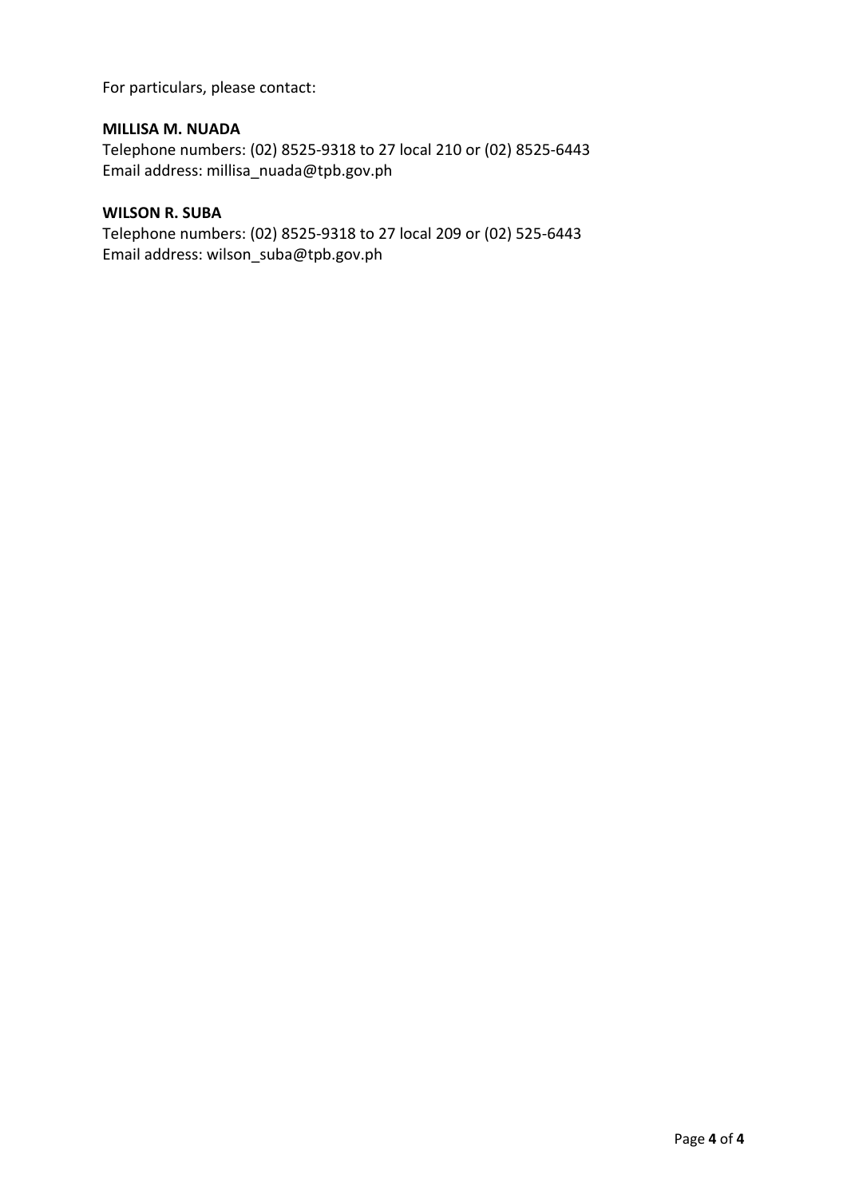For particulars, please contact:

**MILLISA M. NUADA**
Telephone numbers: (02) 8525-9318 to 27 local 210 or (02) 8525-6443
Email address: millisa_nuada@tpb.gov.ph

**WILSON R. SUBA**
Telephone numbers: (02) 8525-9318 to 27 local 209 or (02) 525-6443
Email address: wilson_suba@tpb.gov.ph